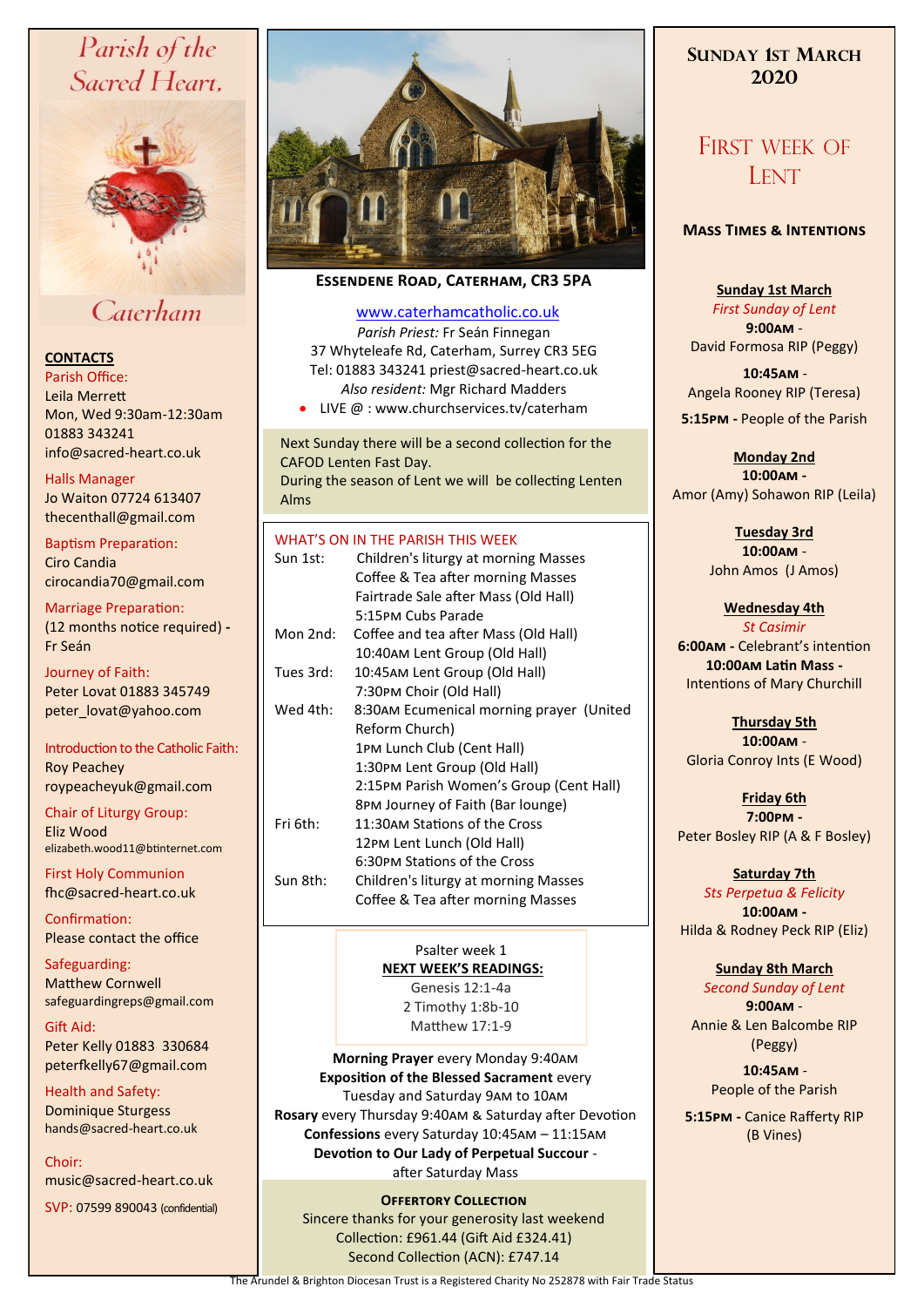# Parish of the Sacred Heart, Caterham

**CONTACTS**

Parish Office:
Leila Merrett
Mon, Wed 9:30am-12:30am
01883 343241
info@sacred-heart.co.uk

Halls Manager
Jo Waiton 07724 613407
thecenthall@gmail.com

Baptism Preparation:
Ciro Candia
cirocandia70@gmail.com

Marriage Preparation:
(12 months notice required) - Fr Seán

Journey of Faith:
Peter Lovat 01883 345749
peter_lovat@yahoo.com

Introduction to the Catholic Faith:
Roy Peachey
roypeacheyuk@gmail.com

Chair of Liturgy Group:
Eliz Wood
elizabeth.wood11@btinternet.com

First Holy Communion
fhc@sacred-heart.co.uk

Confirmation:
Please contact the office

Safeguarding:
Matthew Cornwell
safeguardingreps@gmail.com

Gift Aid:
Peter Kelly 01883 330684
peterfkelly67@gmail.com

Health and Safety:
Dominique Sturgess
hands@sacred-heart.co.uk

Choir:
music@sacred-heart.co.uk

SVP: 07599 890043 (confidential)

**ESSENDENE ROAD, CATERHAM, CR3 5PA**

www.caterhamcatholic.co.uk
*Parish Priest:* Fr Seán Finnegan
37 Whyteleafe Rd, Caterham, Surrey CR3 5EG
Tel: 01883 343241 priest@sacred-heart.co.uk
*Also resident:* Mgr Richard Madders

- LIVE @ : www.churchservices.tv/caterham

Next Sunday there will be a second collection for the CAFOD Lenten Fast Day.
During the season of Lent we will be collecting Lenten Alms

## WHAT'S ON IN THE PARISH THIS WEEK

| | |
|---|---|
| Sun 1st: | Children's liturgy at morning Masses<br>Coffee & Tea after morning Masses<br>Fairtrade Sale after Mass (Old Hall)<br>5:15PM Cubs Parade |
| Mon 2nd: | Coffee and tea after Mass (Old Hall)<br>10:40AM Lent Group (Old Hall) |
| Tues 3rd: | 10:45AM Lent Group (Old Hall)<br>7:30PM Choir (Old Hall) |
| Wed 4th: | 8:30AM Ecumenical morning prayer (United Reform Church)<br>1PM Lunch Club (Cent Hall)<br>1:30PM Lent Group (Old Hall)<br>2:15PM Parish Women's Group (Cent Hall)<br>8PM Journey of Faith (Bar lounge) |
| Fri 6th: | 11:30AM Stations of the Cross<br>12PM Lent Lunch (Old Hall)<br>6:30PM Stations of the Cross |
| Sun 8th: | Children's liturgy at morning Masses<br>Coffee & Tea after morning Masses |

Psalter week 1
**NEXT WEEK'S READINGS:**
Genesis 12:1-4a
2 Timothy 1:8b-10
Matthew 17:1-9

**Morning Prayer** every Monday 9:40AM
**Exposition of the Blessed Sacrament** every Tuesday and Saturday 9AM to 10AM
**Rosary** every Thursday 9:40AM & Saturday after Devotion
**Confessions** every Saturday 10:45AM – 11:15AM
**Devotion to Our Lady of Perpetual Succour** - after Saturday Mass

**OFFERTORY COLLECTION**
Sincere thanks for your generosity last weekend
Collection: £961.44 (Gift Aid £324.41)
Second Collection (ACN): £747.14

## SUNDAY 1ST MARCH 2020

## FIRST WEEK OF LENT

### MASS TIMES & INTENTIONS

**Sunday 1st March**
*First Sunday of Lent*
**9:00AM** - David Formosa RIP (Peggy)
**10:45AM** - Angela Rooney RIP (Teresa)
**5:15PM** - People of the Parish

**Monday 2nd**
**10:00AM** - Amor (Amy) Sohawon RIP (Leila)

**Tuesday 3rd**
**10:00AM** - John Amos (J Amos)

**Wednesday 4th**
*St Casimir*
**6:00AM** - Celebrant's intention
**10:00AM Latin Mass** - Intentions of Mary Churchill

**Thursday 5th**
**10:00AM** - Gloria Conroy Ints (E Wood)

**Friday 6th**
**7:00PM** - Peter Bosley RIP (A & F Bosley)

**Saturday 7th**
*Sts Perpetua & Felicity*
**10:00AM** - Hilda & Rodney Peck RIP (Eliz)

**Sunday 8th March**
*Second Sunday of Lent*
**9:00AM** - Annie & Len Balcombe RIP (Peggy)
**10:45AM** - People of the Parish
**5:15PM** - Canice Rafferty RIP (B Vines)

The Arundel & Brighton Diocesan Trust is a Registered Charity No 252878 with Fair Trade Status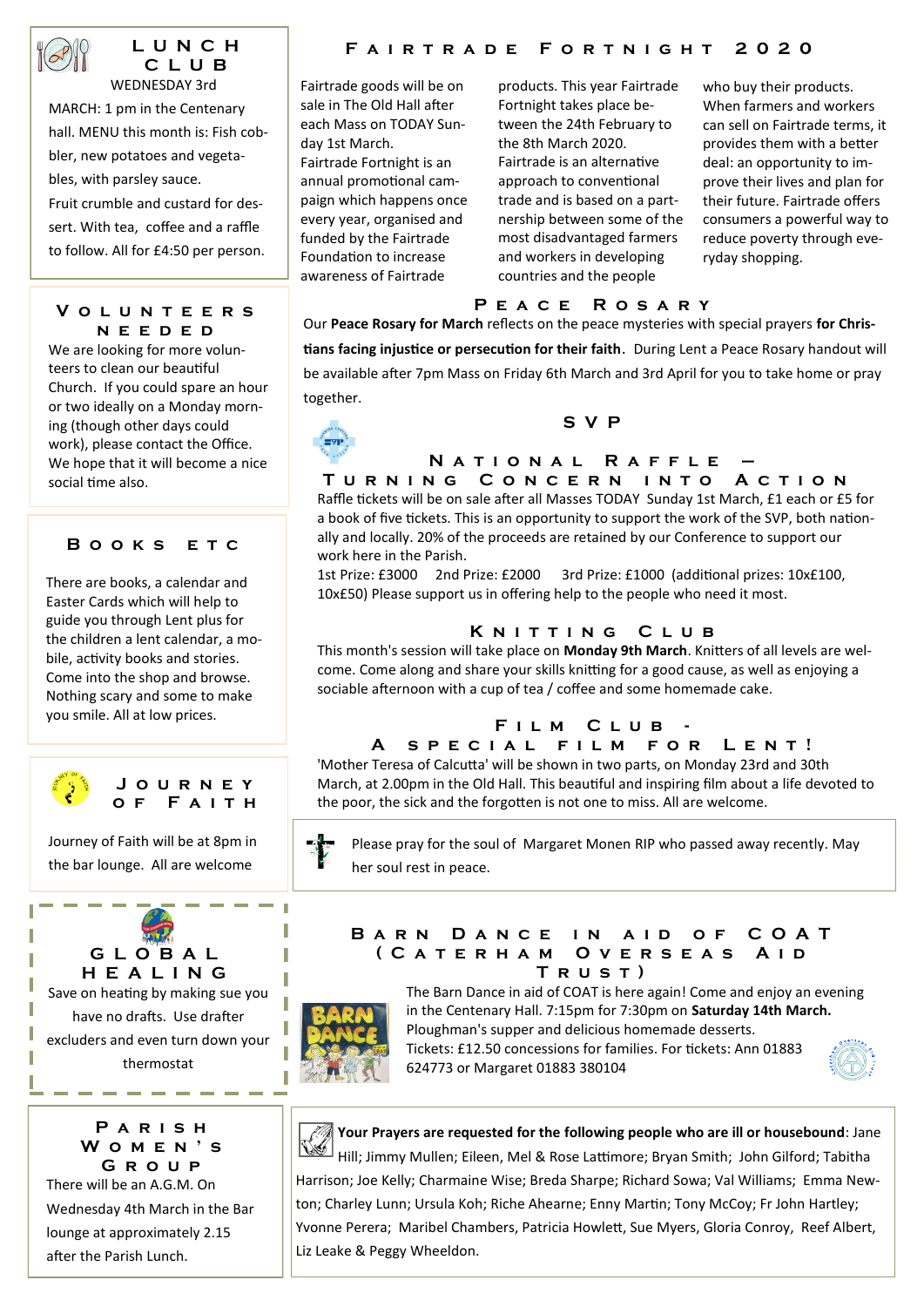## Lunch Club

WEDNESDAY 3rd

MARCH: 1 pm in the Centenary hall. MENU this month is: Fish cobbler, new potatoes and vegetables, with parsley sauce.

Fruit crumble and custard for dessert. With tea, coffee and a raffle to follow. All for £4:50 per person.

## Volunteers Needed

We are looking for more volunteers to clean our beautiful Church. If you could spare an hour or two ideally on a Monday morning (though other days could work), please contact the Office. We hope that it will become a nice social time also.

## Books etc

There are books, a calendar and Easter Cards which will help to guide you through Lent plus for the children a lent calendar, a mobile, activity books and stories. Come into the shop and browse. Nothing scary and some to make you smile. All at low prices.

## Journey of Faith

Journey of Faith will be at 8pm in the bar lounge. All are welcome

## Global Healing

Save on heating by making sue you have no drafts. Use drafter excluders and even turn down your thermostat

## Parish Women's Group

There will be an A.G.M. On Wednesday 4th March in the Bar lounge at approximately 2.15 after the Parish Lunch.

## Fairtrade Fortnight 2020

Fairtrade goods will be on sale in The Old Hall after each Mass on TODAY Sunday 1st March.

Fairtrade Fortnight is an annual promotional campaign which happens once every year, organised and funded by the Fairtrade Foundation to increase awareness of Fairtrade products. This year Fairtrade Fortnight takes place between the 24th February to the 8th March 2020.

Fairtrade is an alternative approach to conventional trade and is based on a partnership between some of the most disadvantaged farmers and workers in developing countries and the people who buy their products. When farmers and workers can sell on Fairtrade terms, it provides them with a better deal: an opportunity to improve their lives and plan for their future. Fairtrade offers consumers a powerful way to reduce poverty through everyday shopping.

## Peace Rosary

Our **Peace Rosary for March** reflects on the peace mysteries with special prayers **for Christians facing injustice or persecution for their faith**. During Lent a Peace Rosary handout will be available after 7pm Mass on Friday 6th March and 3rd April for you to take home or pray together.

## SVP

### National Raffle – Turning Concern into Action

Raffle tickets will be on sale after all Masses TODAY Sunday 1st March, £1 each or £5 for a book of five tickets. This is an opportunity to support the work of the SVP, both nationally and locally. 20% of the proceeds are retained by our Conference to support our work here in the Parish.

1st Prize: £3000 2nd Prize: £2000 3rd Prize: £1000 (additional prizes: 10x£100, 10x£50) Please support us in offering help to the people who need it most.

## Knitting Club

This month's session will take place on **Monday 9th March**. Knitters of all levels are welcome. Come along and share your skills knitting for a good cause, as well as enjoying a sociable afternoon with a cup of tea / coffee and some homemade cake.

## Film Club - A special film for Lent!

'Mother Teresa of Calcutta' will be shown in two parts, on Monday 23rd and 30th March, at 2.00pm in the Old Hall. This beautiful and inspiring film about a life devoted to the poor, the sick and the forgotten is not one to miss. All are welcome.

Please pray for the soul of Margaret Monen RIP who passed away recently. May her soul rest in peace.

## Barn Dance in aid of COAT (Caterham Overseas Aid Trust)

The Barn Dance in aid of COAT is here again! Come and enjoy an evening in the Centenary Hall. 7:15pm for 7:30pm on **Saturday 14th March.** Ploughman's supper and delicious homemade desserts.

Tickets: £12.50 concessions for families. For tickets: Ann 01883 624773 or Margaret 01883 380104

**Your Prayers are requested for the following people who are ill or housebound**: Jane Hill; Jimmy Mullen; Eileen, Mel & Rose Lattimore; Bryan Smith; John Gilford; Tabitha Harrison; Joe Kelly; Charmaine Wise; Breda Sharpe; Richard Sowa; Val Williams; Emma Newton; Charley Lunn; Ursula Koh; Riche Ahearne; Enny Martin; Tony McCoy; Fr John Hartley; Yvonne Perera; Maribel Chambers, Patricia Howlett, Sue Myers, Gloria Conroy, Reef Albert, Liz Leake & Peggy Wheeldon.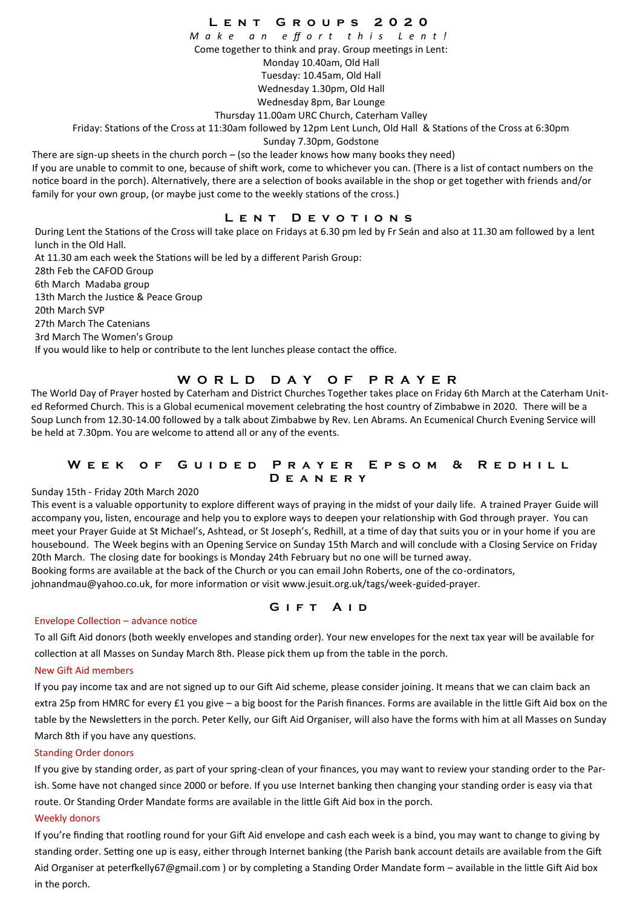## Lent Groups 2020

*Make an effort this Lent!*

Come together to think and pray. Group meetings in Lent:

Monday 10.40am, Old Hall

Tuesday: 10.45am, Old Hall

Wednesday 1.30pm, Old Hall

Wednesday 8pm, Bar Lounge

Thursday 11.00am URC Church, Caterham Valley

Friday: Stations of the Cross at 11:30am followed by 12pm Lent Lunch, Old Hall & Stations of the Cross at 6:30pm

Sunday 7.30pm, Godstone

There are sign-up sheets in the church porch – (so the leader knows how many books they need)

If you are unable to commit to one, because of shift work, come to whichever you can. (There is a list of contact numbers on the notice board in the porch). Alternatively, there are a selection of books available in the shop or get together with friends and/or family for your own group, (or maybe just come to the weekly stations of the cross.)

## Lent Devotions

During Lent the Stations of the Cross will take place on Fridays at 6.30 pm led by Fr Seán and also at 11.30 am followed by a lent lunch in the Old Hall.

At 11.30 am each week the Stations will be led by a different Parish Group:

28th Feb the CAFOD Group

6th March Madaba group

13th March the Justice & Peace Group

20th March SVP

27th March The Catenians

3rd March The Women's Group

If you would like to help or contribute to the lent lunches please contact the office.

## World Day of Prayer

The World Day of Prayer hosted by Caterham and District Churches Together takes place on Friday 6th March at the Caterham United Reformed Church. This is a Global ecumenical movement celebrating the host country of Zimbabwe in 2020. There will be a Soup Lunch from 12.30-14.00 followed by a talk about Zimbabwe by Rev. Len Abrams. An Ecumenical Church Evening Service will be held at 7.30pm. You are welcome to attend all or any of the events.

## Week of Guided Prayer Epsom & Redhill Deanery

Sunday 15th - Friday 20th March 2020

This event is a valuable opportunity to explore different ways of praying in the midst of your daily life. A trained Prayer Guide will accompany you, listen, encourage and help you to explore ways to deepen your relationship with God through prayer. You can meet your Prayer Guide at St Michael's, Ashtead, or St Joseph's, Redhill, at a time of day that suits you or in your home if you are housebound. The Week begins with an Opening Service on Sunday 15th March and will conclude with a Closing Service on Friday 20th March. The closing date for bookings is Monday 24th February but no one will be turned away.

Booking forms are available at the back of the Church or you can email John Roberts, one of the co-ordinators, johnandmau@yahoo.co.uk, for more information or visit www.jesuit.org.uk/tags/week-guided-prayer.

## Gift Aid

### Envelope Collection – advance notice

To all Gift Aid donors (both weekly envelopes and standing order). Your new envelopes for the next tax year will be available for collection at all Masses on Sunday March 8th. Please pick them up from the table in the porch.

### New Gift Aid members

If you pay income tax and are not signed up to our Gift Aid scheme, please consider joining. It means that we can claim back an extra 25p from HMRC for every £1 you give – a big boost for the Parish finances. Forms are available in the little Gift Aid box on the table by the Newsletters in the porch. Peter Kelly, our Gift Aid Organiser, will also have the forms with him at all Masses on Sunday March 8th if you have any questions.

### Standing Order donors

If you give by standing order, as part of your spring-clean of your finances, you may want to review your standing order to the Parish. Some have not changed since 2000 or before. If you use Internet banking then changing your standing order is easy via that route. Or Standing Order Mandate forms are available in the little Gift Aid box in the porch.

### Weekly donors

If you're finding that rootling round for your Gift Aid envelope and cash each week is a bind, you may want to change to giving by standing order. Setting one up is easy, either through Internet banking (the Parish bank account details are available from the Gift Aid Organiser at peterfkelly67@gmail.com ) or by completing a Standing Order Mandate form – available in the little Gift Aid box in the porch.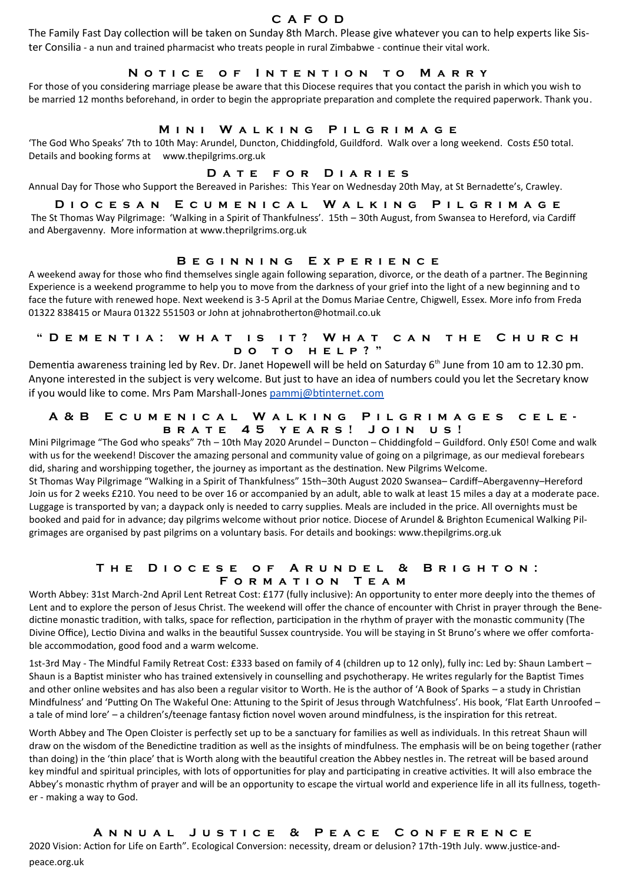## CAFOD

The Family Fast Day collection will be taken on Sunday 8th March. Please give whatever you can to help experts like Sister Consilia - a nun and trained pharmacist who treats people in rural Zimbabwe - continue their vital work.

## Notice of Intention to Marry

For those of you considering marriage please be aware that this Diocese requires that you contact the parish in which you wish to be married 12 months beforehand, in order to begin the appropriate preparation and complete the required paperwork. Thank you.

## Mini Walking Pilgrimage

'The God Who Speaks' 7th to 10th May: Arundel, Duncton, Chiddingfold, Guildford. Walk over a long weekend. Costs £50 total. Details and booking forms at www.thepilgrims.org.uk

## Date for Diaries

Annual Day for Those who Support the Bereaved in Parishes: This Year on Wednesday 20th May, at St Bernadette's, Crawley.

## Diocesan Ecumenical Walking Pilgrimage

The St Thomas Way Pilgrimage: 'Walking in a Spirit of Thankfulness'. 15th – 30th August, from Swansea to Hereford, via Cardiff and Abergavenny. More information at www.theprilgrims.org.uk

## Beginning Experience

A weekend away for those who find themselves single again following separation, divorce, or the death of a partner. The Beginning Experience is a weekend programme to help you to move from the darkness of your grief into the light of a new beginning and to face the future with renewed hope. Next weekend is 3-5 April at the Domus Mariae Centre, Chigwell, Essex. More info from Freda 01322 838415 or Maura 01322 551503 or John at johnabrotherton@hotmail.co.uk

## "Dementia: what is it? What can the Church do to help?"

Dementia awareness training led by Rev. Dr. Janet Hopewell will be held on Saturday 6th June from 10 am to 12.30 pm. Anyone interested in the subject is very welcome. But just to have an idea of numbers could you let the Secretary know if you would like to come. Mrs Pam Marshall-Jones pammj@btinternet.com

## A & B Ecumenical Walking Pilgrimages celebrate 45 years! Join us!

Mini Pilgrimage "The God who speaks" 7th – 10th May 2020 Arundel – Duncton – Chiddingfold – Guildford. Only £50! Come and walk with us for the weekend! Discover the amazing personal and community value of going on a pilgrimage, as our medieval forebears did, sharing and worshipping together, the journey as important as the destination. New Pilgrims Welcome.

St Thomas Way Pilgrimage "Walking in a Spirit of Thankfulness" 15th–30th August 2020 Swansea– Cardiff–Abergavenny–Hereford Join us for 2 weeks £210. You need to be over 16 or accompanied by an adult, able to walk at least 15 miles a day at a moderate pace. Luggage is transported by van; a daypack only is needed to carry supplies. Meals are included in the price. All overnights must be booked and paid for in advance; day pilgrims welcome without prior notice. Diocese of Arundel & Brighton Ecumenical Walking Pilgrimages are organised by past pilgrims on a voluntary basis. For details and bookings: www.thepilgrims.org.uk

## The Diocese of Arundel & Brighton: Formation Team

Worth Abbey: 31st March-2nd April Lent Retreat Cost: £177 (fully inclusive): An opportunity to enter more deeply into the themes of Lent and to explore the person of Jesus Christ. The weekend will offer the chance of encounter with Christ in prayer through the Benedictine monastic tradition, with talks, space for reflection, participation in the rhythm of prayer with the monastic community (The Divine Office), Lectio Divina and walks in the beautiful Sussex countryside. You will be staying in St Bruno's where we offer comfortable accommodation, good food and a warm welcome.

1st-3rd May - The Mindful Family Retreat Cost: £333 based on family of 4 (children up to 12 only), fully inc: Led by: Shaun Lambert – Shaun is a Baptist minister who has trained extensively in counselling and psychotherapy. He writes regularly for the Baptist Times and other online websites and has also been a regular visitor to Worth. He is the author of 'A Book of Sparks – a study in Christian Mindfulness' and 'Putting On The Wakeful One: Attuning to the Spirit of Jesus through Watchfulness'. His book, 'Flat Earth Unroofed – a tale of mind lore' – a children's/teenage fantasy fiction novel woven around mindfulness, is the inspiration for this retreat.

Worth Abbey and The Open Cloister is perfectly set up to be a sanctuary for families as well as individuals. In this retreat Shaun will draw on the wisdom of the Benedictine tradition as well as the insights of mindfulness. The emphasis will be on being together (rather than doing) in the 'thin place' that is Worth along with the beautiful creation the Abbey nestles in. The retreat will be based around key mindful and spiritual principles, with lots of opportunities for play and participating in creative activities. It will also embrace the Abbey's monastic rhythm of prayer and will be an opportunity to escape the virtual world and experience life in all its fullness, together - making a way to God.

## Annual Justice & Peace Conference

2020 Vision: Action for Life on Earth". Ecological Conversion: necessity, dream or delusion? 17th-19th July. www.justice-and-peace.org.uk